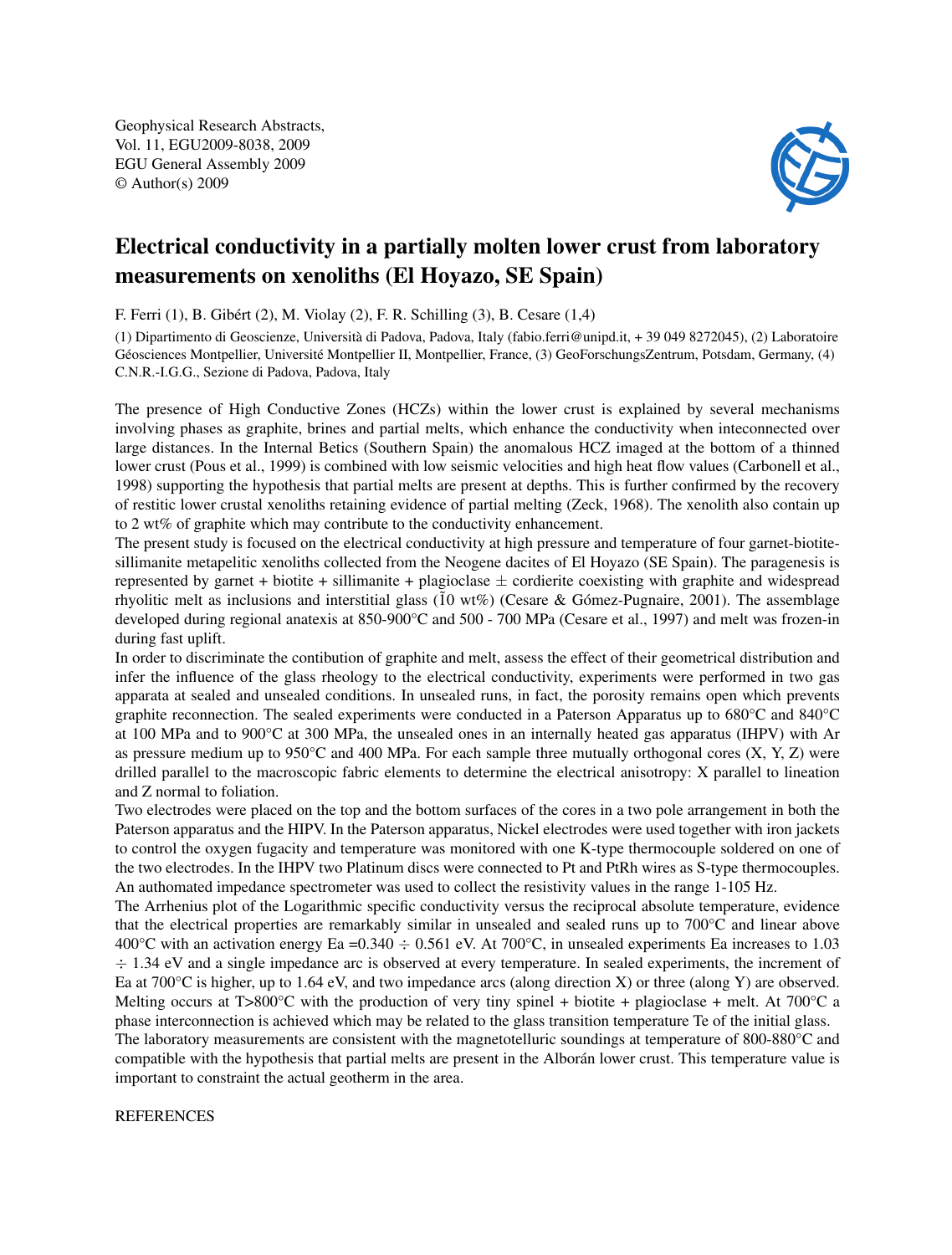Geophysical Research Abstracts,
Vol. 11, EGU2009-8038, 2009
EGU General Assembly 2009
© Author(s) 2009

# Electrical conductivity in a partially molten lower crust from laboratory measurements on xenoliths (El Hoyazo, SE Spain)

F. Ferri (1), B. Gibért (2), M. Violay (2), F. R. Schilling (3), B. Cesare (1,4)

(1) Dipartimento di Geoscienze, Università di Padova, Padova, Italy (fabio.ferri@unipd.it, + 39 049 8272045), (2) Laboratoire Géosciences Montpellier, Université Montpellier II, Montpellier, France, (3) GeoForschungsZentrum, Potsdam, Germany, (4) C.N.R.-I.G.G., Sezione di Padova, Padova, Italy

The presence of High Conductive Zones (HCZs) within the lower crust is explained by several mechanisms involving phases as graphite, brines and partial melts, which enhance the conductivity when inteconnected over large distances. In the Internal Betics (Southern Spain) the anomalous HCZ imaged at the bottom of a thinned lower crust (Pous et al., 1999) is combined with low seismic velocities and high heat flow values (Carbonell et al., 1998) supporting the hypothesis that partial melts are present at depths. This is further confirmed by the recovery of restitic lower crustal xenoliths retaining evidence of partial melting (Zeck, 1968). The xenolith also contain up to 2 wt% of graphite which may contribute to the conductivity enhancement.

The present study is focused on the electrical conductivity at high pressure and temperature of four garnet-biotite-sillimanite metapelitic xenoliths collected from the Neogene dacites of El Hoyazo (SE Spain). The paragenesis is represented by garnet + biotite + sillimanite + plagioclase $\pm$ cordierite coexisting with graphite and widespread rhyolitic melt as inclusions and interstitial glass ($\tilde{1}0$ wt%) (Cesare & Gómez-Pugnaire, 2001). The assemblage developed during regional anatexis at 850-900°C and 500 - 700 MPa (Cesare et al., 1997) and melt was frozen-in during fast uplift.

In order to discriminate the contibution of graphite and melt, assess the effect of their geometrical distribution and infer the influence of the glass rheology to the electrical conductivity, experiments were performed in two gas apparata at sealed and unsealed conditions. In unsealed runs, in fact, the porosity remains open which prevents graphite reconnection. The sealed experiments were conducted in a Paterson Apparatus up to 680°C and 840°C at 100 MPa and to 900°C at 300 MPa, the unsealed ones in an internally heated gas apparatus (IHPV) with Ar as pressure medium up to 950°C and 400 MPa. For each sample three mutually orthogonal cores (X, Y, Z) were drilled parallel to the macroscopic fabric elements to determine the electrical anisotropy: X parallel to lineation and Z normal to foliation.

Two electrodes were placed on the top and the bottom surfaces of the cores in a two pole arrangement in both the Paterson apparatus and the HIPV. In the Paterson apparatus, Nickel electrodes were used together with iron jackets to control the oxygen fugacity and temperature was monitored with one K-type thermocouple soldered on one of the two electrodes. In the IHPV two Platinum discs were connected to Pt and PtRh wires as S-type thermocouples. An authomated impedance spectrometer was used to collect the resistivity values in the range 1-105 Hz.

The Arrhenius plot of the Logarithmic specific conductivity versus the reciprocal absolute temperature, evidence that the electrical properties are remarkably similar in unsealed and sealed runs up to 700°C and linear above 400°C with an activation energy Ea =0.340 $\div$ 0.561 eV. At 700°C, in unsealed experiments Ea increases to 1.03 $\div$ 1.34 eV and a single impedance arc is observed at every temperature. In sealed experiments, the increment of Ea at 700°C is higher, up to 1.64 eV, and two impedance arcs (along direction X) or three (along Y) are observed. Melting occurs at T>800°C with the production of very tiny spinel + biotite + plagioclase + melt. At 700°C a phase interconnection is achieved which may be related to the glass transition temperature Te of the initial glass.

The laboratory measurements are consistent with the magnetotelluric soundings at temperature of 800-880°C and compatible with the hypothesis that partial melts are present in the Alborán lower crust. This temperature value is important to constraint the actual geotherm in the area.

REFERENCES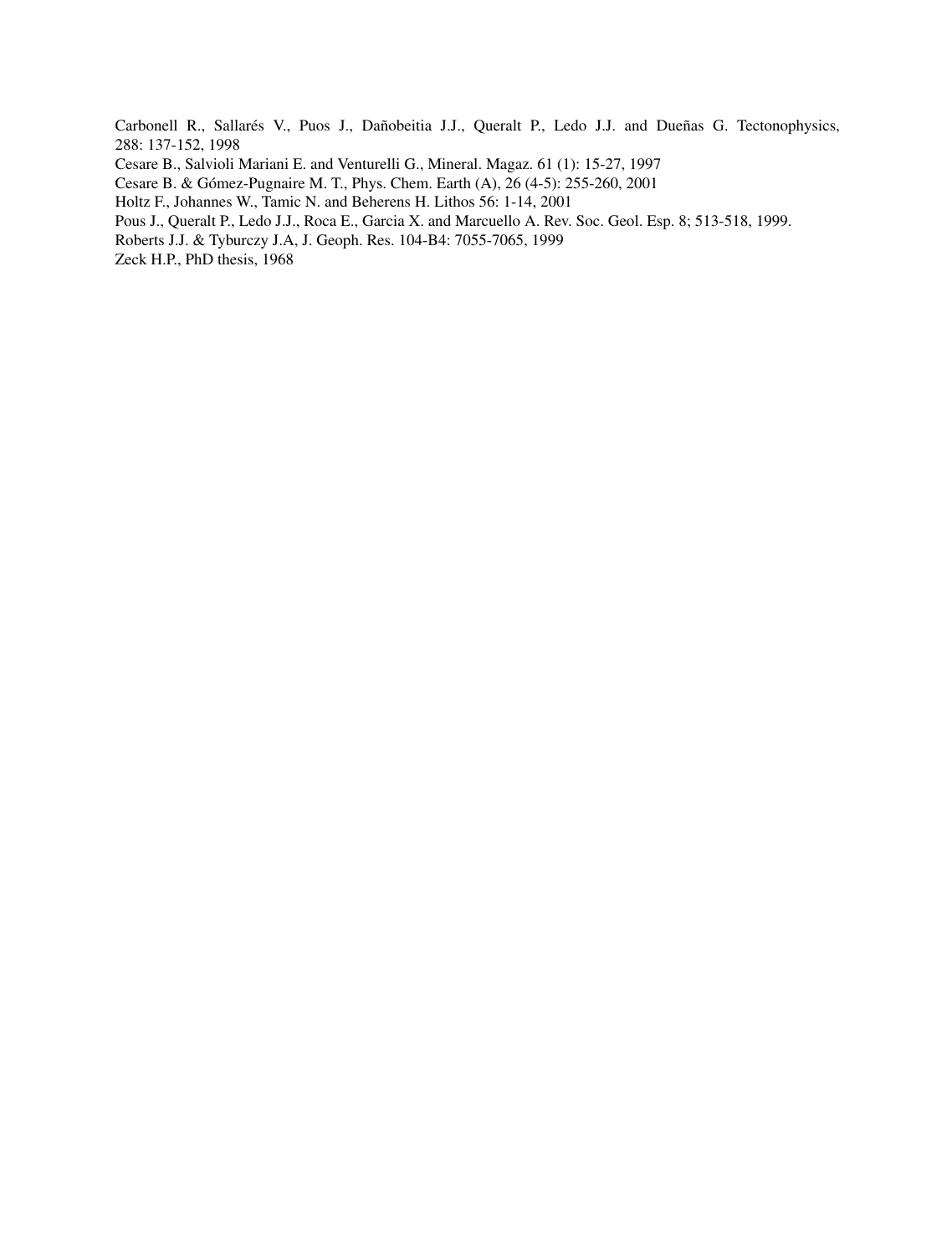Carbonell R., Sallarés V., Puos J., Dañobeitia J.J., Queralt P., Ledo J.J. and Dueñas G. Tectonophysics, 288: 137-152, 1998

Cesare B., Salvioli Mariani E. and Venturelli G., Mineral. Magaz. 61 (1): 15-27, 1997

Cesare B. & Gómez-Pugnaire M. T., Phys. Chem. Earth (A), 26 (4-5): 255-260, 2001

Holtz F., Johannes W., Tamic N. and Beherens H. Lithos 56: 1-14, 2001

Pous J., Queralt P., Ledo J.J., Roca E., Garcia X. and Marcuello A. Rev. Soc. Geol. Esp. 8; 513-518, 1999.

Roberts J.J. & Tyburczy J.A, J. Geoph. Res. 104-B4: 7055-7065, 1999

Zeck H.P., PhD thesis, 1968